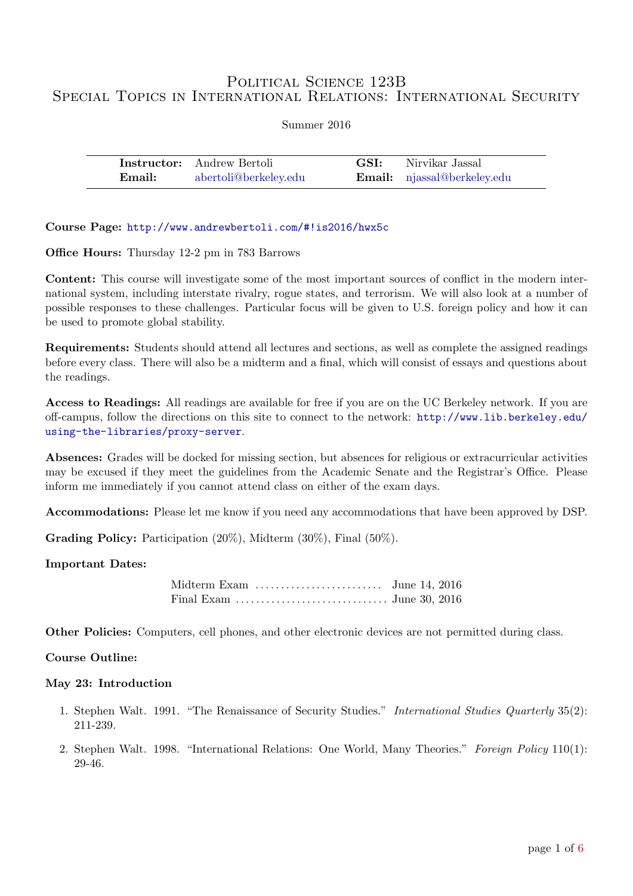# Political Science 123B
## Special Topics in International Relations: International Security

Summer 2016

| **Instructor:** | Andrew Bertoli | **GSI:** | Nirvikar Jassal |
| --- | --- | --- | --- |
| **Email:** | abertoli@berkeley.edu | **Email:** | njassal@berkeley.edu |

**Course Page:** http://www.andrewbertoli.com/#!is2016/hwx5c

**Office Hours:** Thursday 12-2 pm in 783 Barrows

**Content:** This course will investigate some of the most important sources of conflict in the modern international system, including interstate rivalry, rogue states, and terrorism. We will also look at a number of possible responses to these challenges. Particular focus will be given to U.S. foreign policy and how it can be used to promote global stability.

**Requirements:** Students should attend all lectures and sections, as well as complete the assigned readings before every class. There will also be a midterm and a final, which will consist of essays and questions about the readings.

**Access to Readings:** All readings are available for free if you are on the UC Berkeley network. If you are off-campus, follow the directions on this site to connect to the network: http://www.lib.berkeley.edu/using-the-libraries/proxy-server.

**Absences:** Grades will be docked for missing section, but absences for religious or extracurricular activities may be excused if they meet the guidelines from the Academic Senate and the Registrar's Office. Please inform me immediately if you cannot attend class on either of the exam days.

**Accommodations:** Please let me know if you need any accommodations that have been approved by DSP.

**Grading Policy:** Participation (20%), Midterm (30%), Final (50%).

**Important Dates:**

Midterm Exam ......................... June 14, 2016
Final Exam .............................. June 30, 2016

**Other Policies:** Computers, cell phones, and other electronic devices are not permitted during class.

**Course Outline:**

**May 23: Introduction**

1. Stephen Walt. 1991. "The Renaissance of Security Studies." *International Studies Quarterly* 35(2): 211-239.
2. Stephen Walt. 1998. "International Relations: One World, Many Theories." *Foreign Policy* 110(1): 29-46.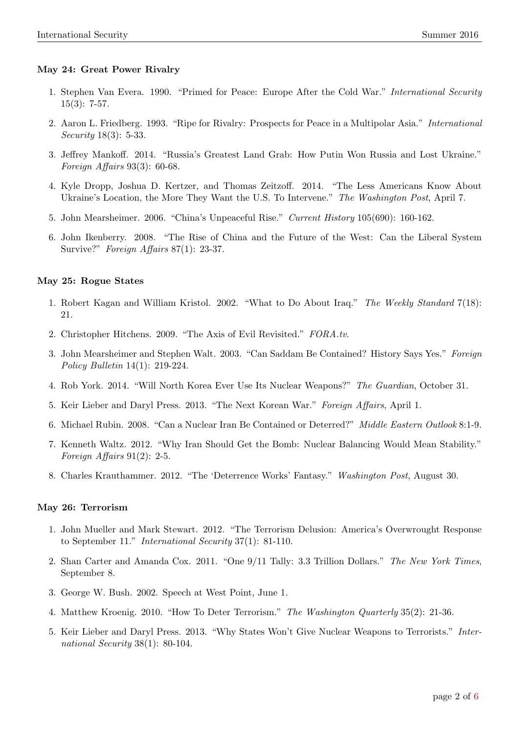**May 24: Great Power Rivalry**

1. Stephen Van Evera. 1990. "Primed for Peace: Europe After the Cold War." *International Security* 15(3): 7-57.
2. Aaron L. Friedberg. 1993. "Ripe for Rivalry: Prospects for Peace in a Multipolar Asia." *International Security* 18(3): 5-33.
3. Jeffrey Mankoff. 2014. "Russia's Greatest Land Grab: How Putin Won Russia and Lost Ukraine." *Foreign Affairs* 93(3): 60-68.
4. Kyle Dropp, Joshua D. Kertzer, and Thomas Zeitzoff. 2014. "The Less Americans Know About Ukraine's Location, the More They Want the U.S. To Intervene." *The Washington Post*, April 7.
5. John Mearsheimer. 2006. "China's Unpeaceful Rise." *Current History* 105(690): 160-162.
6. John Ikenberry. 2008. "The Rise of China and the Future of the West: Can the Liberal System Survive?" *Foreign Affairs* 87(1): 23-37.

**May 25: Rogue States**

1. Robert Kagan and William Kristol. 2002. "What to Do About Iraq." *The Weekly Standard* 7(18): 21.
2. Christopher Hitchens. 2009. "The Axis of Evil Revisited." *FORA.tv*.
3. John Mearsheimer and Stephen Walt. 2003. "Can Saddam Be Contained? History Says Yes." *Foreign Policy Bulletin* 14(1): 219-224.
4. Rob York. 2014. "Will North Korea Ever Use Its Nuclear Weapons?" *The Guardian*, October 31.
5. Keir Lieber and Daryl Press. 2013. "The Next Korean War." *Foreign Affairs*, April 1.
6. Michael Rubin. 2008. "Can a Nuclear Iran Be Contained or Deterred?" *Middle Eastern Outlook* 8:1-9.
7. Kenneth Waltz. 2012. "Why Iran Should Get the Bomb: Nuclear Balancing Would Mean Stability." *Foreign Affairs* 91(2): 2-5.
8. Charles Krauthammer. 2012. "The 'Deterrence Works' Fantasy." *Washington Post*, August 30.

**May 26: Terrorism**

1. John Mueller and Mark Stewart. 2012. "The Terrorism Delusion: America's Overwrought Response to September 11." *International Security* 37(1): 81-110.
2. Shan Carter and Amanda Cox. 2011. "One 9/11 Tally: 3.3 Trillion Dollars." *The New York Times*, September 8.
3. George W. Bush. 2002. Speech at West Point, June 1.
4. Matthew Kroenig. 2010. "How To Deter Terrorism." *The Washington Quarterly* 35(2): 21-36.
5. Keir Lieber and Daryl Press. 2013. "Why States Won't Give Nuclear Weapons to Terrorists." *International Security* 38(1): 80-104.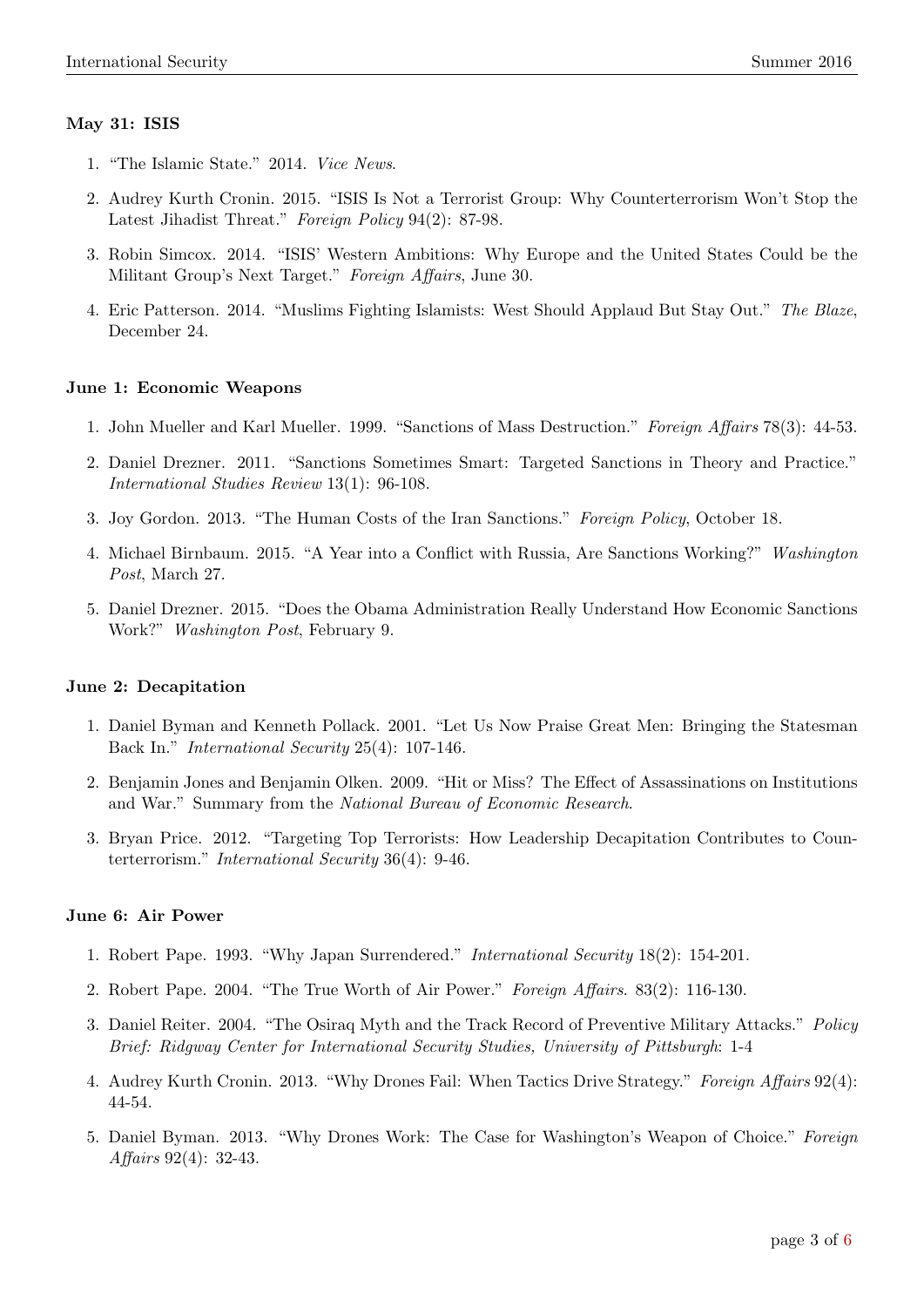**May 31: ISIS**

1. "The Islamic State." 2014. *Vice News*.
2. Audrey Kurth Cronin. 2015. "ISIS Is Not a Terrorist Group: Why Counterterrorism Won't Stop the Latest Jihadist Threat." *Foreign Policy* 94(2): 87-98.
3. Robin Simcox. 2014. "ISIS' Western Ambitions: Why Europe and the United States Could be the Militant Group's Next Target." *Foreign Affairs*, June 30.
4. Eric Patterson. 2014. "Muslims Fighting Islamists: West Should Applaud But Stay Out." *The Blaze*, December 24.

**June 1: Economic Weapons**

1. John Mueller and Karl Mueller. 1999. "Sanctions of Mass Destruction." *Foreign Affairs* 78(3): 44-53.
2. Daniel Drezner. 2011. "Sanctions Sometimes Smart: Targeted Sanctions in Theory and Practice." *International Studies Review* 13(1): 96-108.
3. Joy Gordon. 2013. "The Human Costs of the Iran Sanctions." *Foreign Policy*, October 18.
4. Michael Birnbaum. 2015. "A Year into a Conflict with Russia, Are Sanctions Working?" *Washington Post*, March 27.
5. Daniel Drezner. 2015. "Does the Obama Administration Really Understand How Economic Sanctions Work?" *Washington Post*, February 9.

**June 2: Decapitation**

1. Daniel Byman and Kenneth Pollack. 2001. "Let Us Now Praise Great Men: Bringing the Statesman Back In." *International Security* 25(4): 107-146.
2. Benjamin Jones and Benjamin Olken. 2009. "Hit or Miss? The Effect of Assassinations on Institutions and War." Summary from the *National Bureau of Economic Research*.
3. Bryan Price. 2012. "Targeting Top Terrorists: How Leadership Decapitation Contributes to Counterterrorism." *International Security* 36(4): 9-46.

**June 6: Air Power**

1. Robert Pape. 1993. "Why Japan Surrendered." *International Security* 18(2): 154-201.
2. Robert Pape. 2004. "The True Worth of Air Power." *Foreign Affairs*. 83(2): 116-130.
3. Daniel Reiter. 2004. "The Osiraq Myth and the Track Record of Preventive Military Attacks." *Policy Brief: Ridgway Center for International Security Studies, University of Pittsburgh*: 1-4
4. Audrey Kurth Cronin. 2013. "Why Drones Fail: When Tactics Drive Strategy." *Foreign Affairs* 92(4): 44-54.
5. Daniel Byman. 2013. "Why Drones Work: The Case for Washington's Weapon of Choice." *Foreign Affairs* 92(4): 32-43.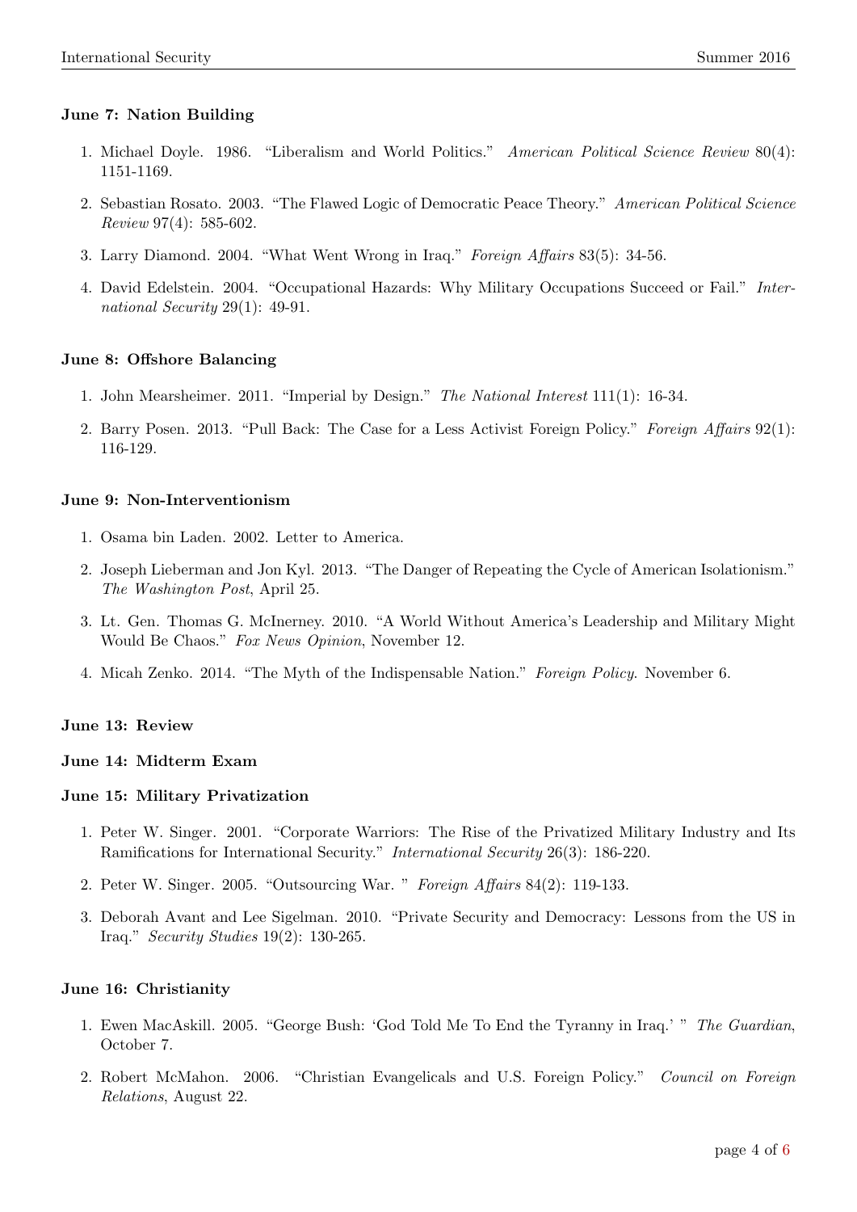**June 7: Nation Building**

1. Michael Doyle. 1986. "Liberalism and World Politics." *American Political Science Review* 80(4): 1151-1169.
2. Sebastian Rosato. 2003. "The Flawed Logic of Democratic Peace Theory." *American Political Science Review* 97(4): 585-602.
3. Larry Diamond. 2004. "What Went Wrong in Iraq." *Foreign Affairs* 83(5): 34-56.
4. David Edelstein. 2004. "Occupational Hazards: Why Military Occupations Succeed or Fail." *International Security* 29(1): 49-91.

**June 8: Offshore Balancing**

1. John Mearsheimer. 2011. "Imperial by Design." *The National Interest* 111(1): 16-34.
2. Barry Posen. 2013. "Pull Back: The Case for a Less Activist Foreign Policy." *Foreign Affairs* 92(1): 116-129.

**June 9: Non-Interventionism**

1. Osama bin Laden. 2002. Letter to America.
2. Joseph Lieberman and Jon Kyl. 2013. "The Danger of Repeating the Cycle of American Isolationism." *The Washington Post*, April 25.
3. Lt. Gen. Thomas G. McInerney. 2010. "A World Without America's Leadership and Military Might Would Be Chaos." *Fox News Opinion*, November 12.
4. Micah Zenko. 2014. "The Myth of the Indispensable Nation." *Foreign Policy*. November 6.

**June 13: Review**

**June 14: Midterm Exam**

**June 15: Military Privatization**

1. Peter W. Singer. 2001. "Corporate Warriors: The Rise of the Privatized Military Industry and Its Ramifications for International Security." *International Security* 26(3): 186-220.
2. Peter W. Singer. 2005. "Outsourcing War." *Foreign Affairs* 84(2): 119-133.
3. Deborah Avant and Lee Sigelman. 2010. "Private Security and Democracy: Lessons from the US in Iraq." *Security Studies* 19(2): 130-265.

**June 16: Christianity**

1. Ewen MacAskill. 2005. "George Bush: 'God Told Me To End the Tyranny in Iraq.' " *The Guardian*, October 7.
2. Robert McMahon. 2006. "Christian Evangelicals and U.S. Foreign Policy." *Council on Foreign Relations*, August 22.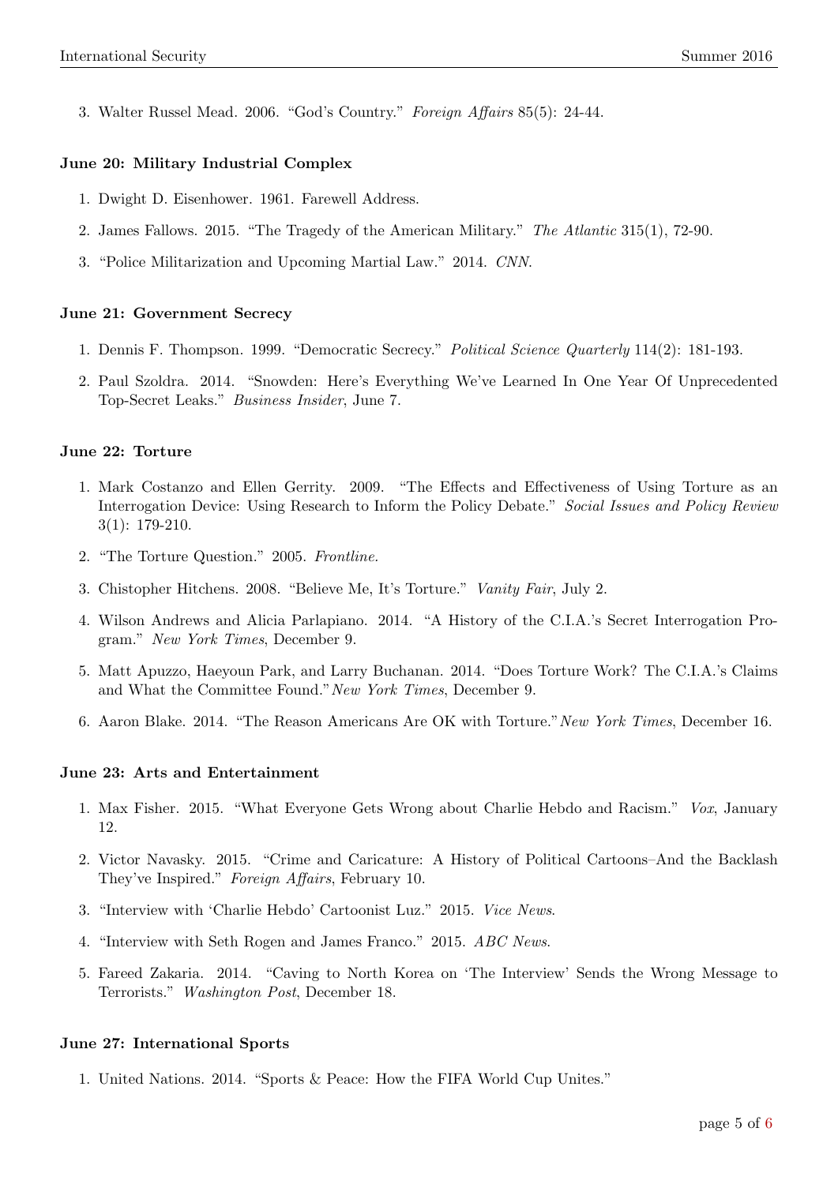3. Walter Russel Mead. 2006. "God's Country." *Foreign Affairs* 85(5): 24-44.

**June 20: Military Industrial Complex**

1. Dwight D. Eisenhower. 1961. Farewell Address.
2. James Fallows. 2015. "The Tragedy of the American Military." *The Atlantic* 315(1), 72-90.
3. "Police Militarization and Upcoming Martial Law." 2014. *CNN*.

**June 21: Government Secrecy**

1. Dennis F. Thompson. 1999. "Democratic Secrecy." *Political Science Quarterly* 114(2): 181-193.
2. Paul Szoldra. 2014. "Snowden: Here's Everything We've Learned In One Year Of Unprecedented Top-Secret Leaks." *Business Insider*, June 7.

**June 22: Torture**

1. Mark Costanzo and Ellen Gerrity. 2009. "The Effects and Effectiveness of Using Torture as an Interrogation Device: Using Research to Inform the Policy Debate." *Social Issues and Policy Review* 3(1): 179-210.
2. "The Torture Question." 2005. *Frontline.*
3. Chistopher Hitchens. 2008. "Believe Me, It's Torture." *Vanity Fair*, July 2.
4. Wilson Andrews and Alicia Parlapiano. 2014. "A History of the C.I.A.'s Secret Interrogation Program." *New York Times*, December 9.
5. Matt Apuzzo, Haeyoun Park, and Larry Buchanan. 2014. "Does Torture Work? The C.I.A.'s Claims and What the Committee Found."*New York Times*, December 9.
6. Aaron Blake. 2014. "The Reason Americans Are OK with Torture."*New York Times*, December 16.

**June 23: Arts and Entertainment**

1. Max Fisher. 2015. "What Everyone Gets Wrong about Charlie Hebdo and Racism." *Vox*, January 12.
2. Victor Navasky. 2015. "Crime and Caricature: A History of Political Cartoons–And the Backlash They've Inspired." *Foreign Affairs*, February 10.
3. "Interview with 'Charlie Hebdo' Cartoonist Luz." 2015. *Vice News*.
4. "Interview with Seth Rogen and James Franco." 2015. *ABC News.*
5. Fareed Zakaria. 2014. "Caving to North Korea on 'The Interview' Sends the Wrong Message to Terrorists." *Washington Post*, December 18.

**June 27: International Sports**

1. United Nations. 2014. "Sports & Peace: How the FIFA World Cup Unites."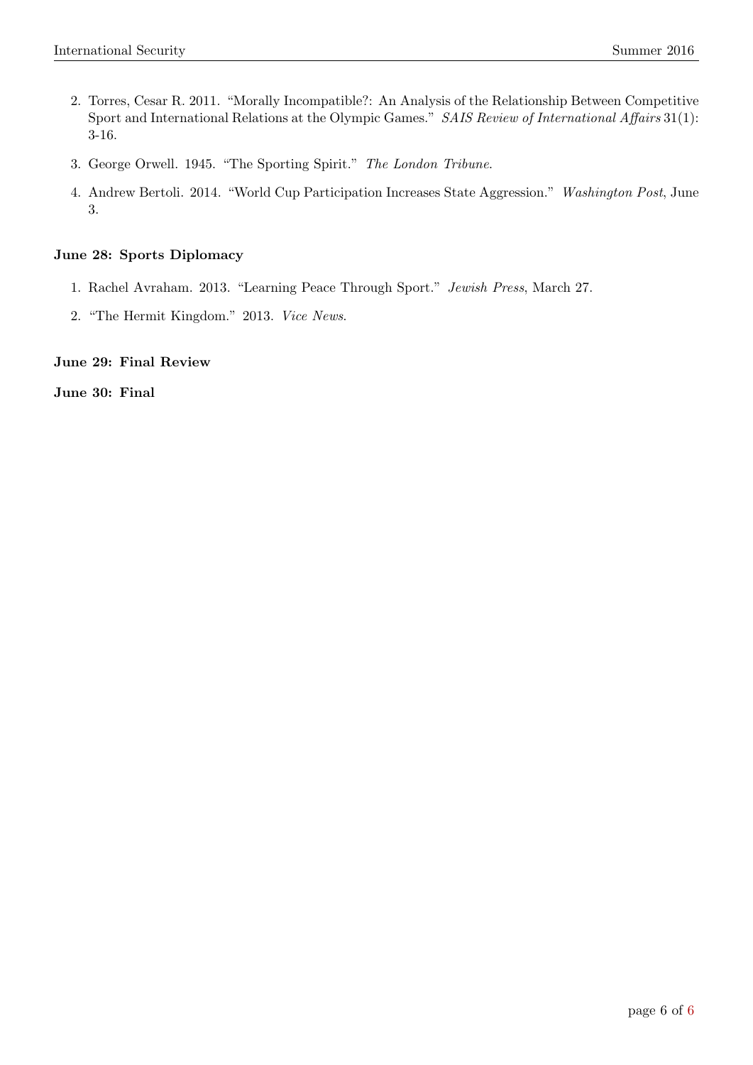2. Torres, Cesar R. 2011. "Morally Incompatible?: An Analysis of the Relationship Between Competitive Sport and International Relations at the Olympic Games." *SAIS Review of International Affairs* 31(1): 3-16.
3. George Orwell. 1945. "The Sporting Spirit." *The London Tribune*.
4. Andrew Bertoli. 2014. "World Cup Participation Increases State Aggression." *Washington Post*, June 3.

**June 28: Sports Diplomacy**

1. Rachel Avraham. 2013. "Learning Peace Through Sport." *Jewish Press*, March 27.
2. "The Hermit Kingdom." 2013. *Vice News*.

**June 29: Final Review**

**June 30: Final**